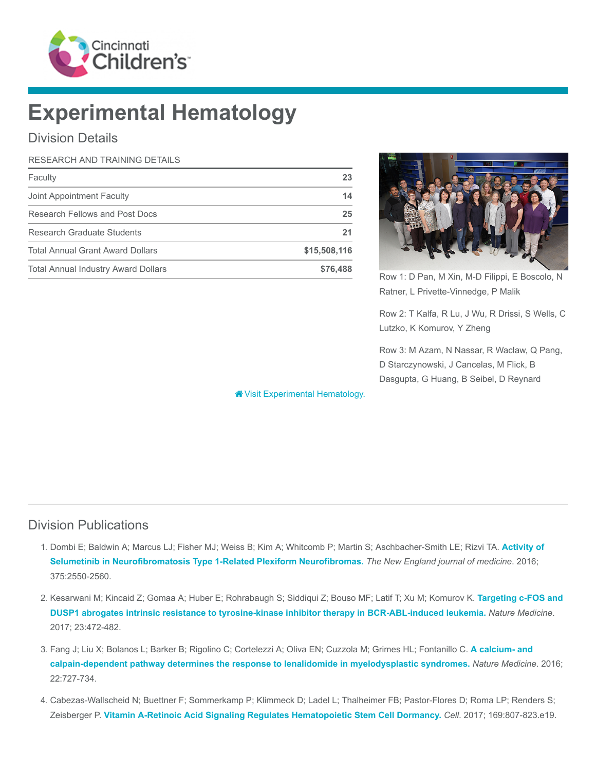# Experimental Hematology

## Division Details

| RESEARCH AND TRAINING DETAILS | |
|---|---|
| Faculty | 23 |
| Joint Appointment Faculty | 14 |
| Research Fellows and Post Docs | 25 |
| Research Graduate Students | 21 |
| Total Annual Grant Award Dollars | $15,508,116 |
| Total Annual Industry Award Dollars | $76,488 |

Row 1: D Pan, M Xin, M-D Filippi, E Boscolo, N Ratner, L Privette-Vinnedge, P Malik

Row 2: T Kalfa, R Lu, J Wu, R Drissi, S Wells, C Lutzko, K Komurov, Y Zheng

Row 3: M Azam, N Nassar, R Waclaw, Q Pang, D Starczynowski, J Cancelas, M Flick, B Dasgupta, G Huang, B Seibel, D Reynard

Visit Experimental Hematology.

## Division Publications

1. Dombi E; Baldwin A; Marcus LJ; Fisher MJ; Weiss B; Kim A; Whitcomb P; Martin S; Aschbacher-Smith LE; Rizvi TA. **Activity of Selumetinib in Neurofibromatosis Type 1-Related Plexiform Neurofibromas.** *The New England journal of medicine*. 2016; 375:2550-2560.

2. Kesarwani M; Kincaid Z; Gomaa A; Huber E; Rohrabaugh S; Siddiqui Z; Bouso MF; Latif T; Xu M; Komurov K. **Targeting c-FOS and DUSP1 abrogates intrinsic resistance to tyrosine-kinase inhibitor therapy in BCR-ABL-induced leukemia.** *Nature Medicine*. 2017; 23:472-482.

3. Fang J; Liu X; Bolanos L; Barker B; Rigolino C; Cortelezzi A; Oliva EN; Cuzzola M; Grimes HL; Fontanillo C. **A calcium- and calpain-dependent pathway determines the response to lenalidomide in myelodysplastic syndromes.** *Nature Medicine*. 2016; 22:727-734.

4. Cabezas-Wallscheid N; Buettner F; Sommerkamp P; Klimmeck D; Ladel L; Thalheimer FB; Pastor-Flores D; Roma LP; Renders S; Zeisberger P. **Vitamin A-Retinoic Acid Signaling Regulates Hematopoietic Stem Cell Dormancy.** *Cell*. 2017; 169:807-823.e19.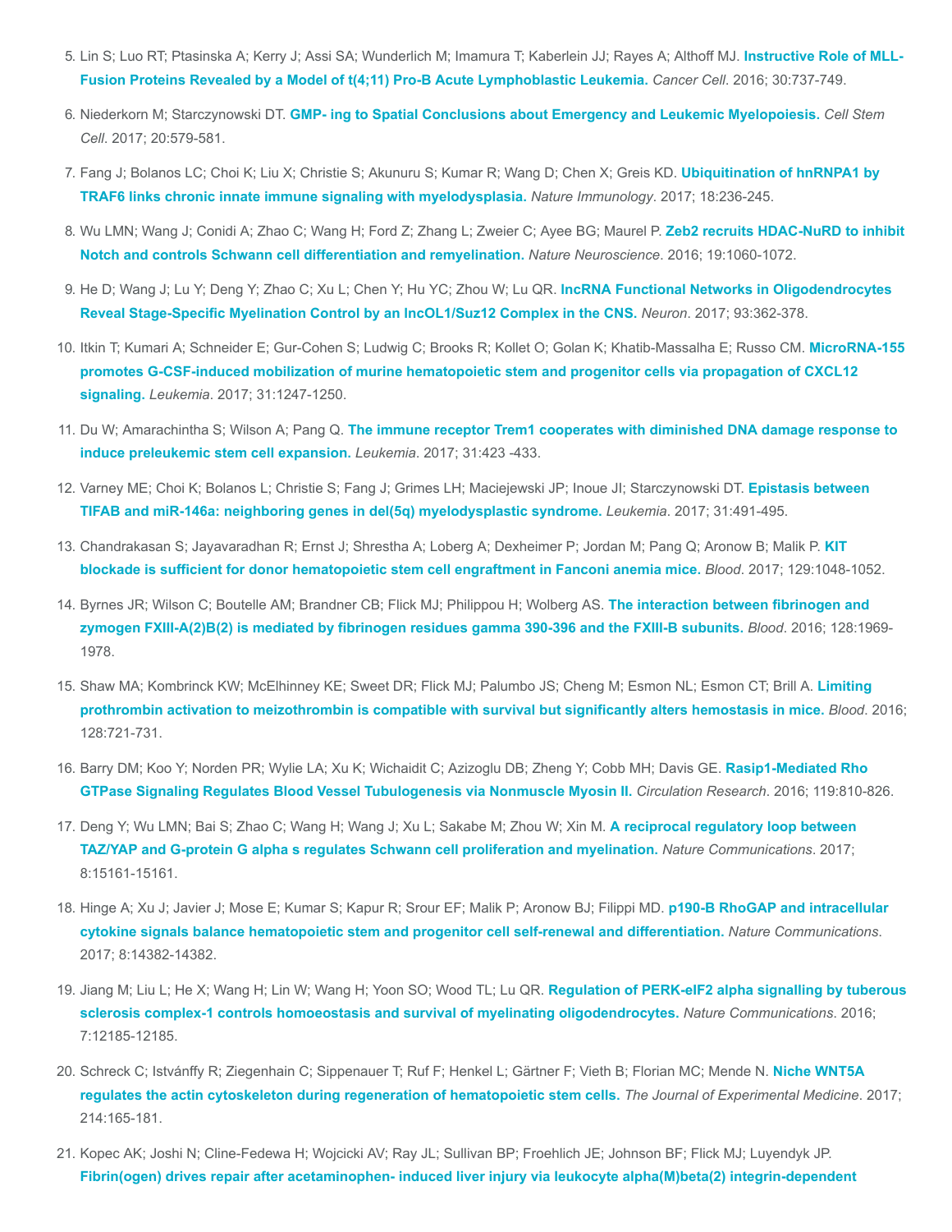5. Lin S; Luo RT; Ptasinska A; Kerry J; Assi SA; Wunderlich M; Imamura T; Kaberlein JJ; Rayes A; Althoff MJ. **Instructive Role of MLL-Fusion Proteins Revealed by a Model of t(4;11) Pro-B Acute Lymphoblastic Leukemia.** *Cancer Cell*. 2016; 30:737-749.
6. Niederkorn M; Starczynowski DT. **GMP- ing to Spatial Conclusions about Emergency and Leukemic Myelopoiesis.** *Cell Stem Cell*. 2017; 20:579-581.
7. Fang J; Bolanos LC; Choi K; Liu X; Christie S; Akunuru S; Kumar R; Wang D; Chen X; Greis KD. **Ubiquitination of hnRNPA1 by TRAF6 links chronic innate immune signaling with myelodysplasia.** *Nature Immunology*. 2017; 18:236-245.
8. Wu LMN; Wang J; Conidi A; Zhao C; Wang H; Ford Z; Zhang L; Zweier C; Ayee BG; Maurel P. **Zeb2 recruits HDAC-NuRD to inhibit Notch and controls Schwann cell differentiation and remyelination.** *Nature Neuroscience*. 2016; 19:1060-1072.
9. He D; Wang J; Lu Y; Deng Y; Zhao C; Xu L; Chen Y; Hu YC; Zhou W; Lu QR. **lncRNA Functional Networks in Oligodendrocytes Reveal Stage-Specific Myelination Control by an lncOL1/Suz12 Complex in the CNS.** *Neuron*. 2017; 93:362-378.
10. Itkin T; Kumari A; Schneider E; Gur-Cohen S; Ludwig C; Brooks R; Kollet O; Golan K; Khatib-Massalha E; Russo CM. **MicroRNA-155 promotes G-CSF-induced mobilization of murine hematopoietic stem and progenitor cells via propagation of CXCL12 signaling.** *Leukemia*. 2017; 31:1247-1250.
11. Du W; Amarachintha S; Wilson A; Pang Q. **The immune receptor Trem1 cooperates with diminished DNA damage response to induce preleukemic stem cell expansion.** *Leukemia*. 2017; 31:423 -433.
12. Varney ME; Choi K; Bolanos L; Christie S; Fang J; Grimes LH; Maciejewski JP; Inoue JI; Starczynowski DT. **Epistasis between TIFAB and miR-146a: neighboring genes in del(5q) myelodysplastic syndrome.** *Leukemia*. 2017; 31:491-495.
13. Chandrakasan S; Jayavaradhan R; Ernst J; Shrestha A; Loberg A; Dexheimer P; Jordan M; Pang Q; Aronow B; Malik P. **KIT blockade is sufficient for donor hematopoietic stem cell engraftment in Fanconi anemia mice.** *Blood*. 2017; 129:1048-1052.
14. Byrnes JR; Wilson C; Boutelle AM; Brandner CB; Flick MJ; Philippou H; Wolberg AS. **The interaction between fibrinogen and zymogen FXIII-A(2)B(2) is mediated by fibrinogen residues gamma 390-396 and the FXIII-B subunits.** *Blood*. 2016; 128:1969-1978.
15. Shaw MA; Kombrinck KW; McElhinney KE; Sweet DR; Flick MJ; Palumbo JS; Cheng M; Esmon NL; Esmon CT; Brill A. **Limiting prothrombin activation to meizothrombin is compatible with survival but significantly alters hemostasis in mice.** *Blood*. 2016; 128:721-731.
16. Barry DM; Koo Y; Norden PR; Wylie LA; Xu K; Wichaidit C; Azizoglu DB; Zheng Y; Cobb MH; Davis GE. **Rasip1-Mediated Rho GTPase Signaling Regulates Blood Vessel Tubulogenesis via Nonmuscle Myosin II.** *Circulation Research*. 2016; 119:810-826.
17. Deng Y; Wu LMN; Bai S; Zhao C; Wang H; Wang J; Xu L; Sakabe M; Zhou W; Xin M. **A reciprocal regulatory loop between TAZ/YAP and G-protein G alpha s regulates Schwann cell proliferation and myelination.** *Nature Communications*. 2017; 8:15161-15161.
18. Hinge A; Xu J; Javier J; Mose E; Kumar S; Kapur R; Srour EF; Malik P; Aronow BJ; Filippi MD. **p190-B RhoGAP and intracellular cytokine signals balance hematopoietic stem and progenitor cell self-renewal and differentiation.** *Nature Communications*. 2017; 8:14382-14382.
19. Jiang M; Liu L; He X; Wang H; Lin W; Wang H; Yoon SO; Wood TL; Lu QR. **Regulation of PERK-eIF2 alpha signalling by tuberous sclerosis complex-1 controls homoeostasis and survival of myelinating oligodendrocytes.** *Nature Communications*. 2016; 7:12185-12185.
20. Schreck C; Istvánffy R; Ziegenhain C; Sippenauer T; Ruf F; Henkel L; Gärtner F; Vieth B; Florian MC; Mende N. **Niche WNT5A regulates the actin cytoskeleton during regeneration of hematopoietic stem cells.** *The Journal of Experimental Medicine*. 2017; 214:165-181.
21. Kopec AK; Joshi N; Cline-Fedewa H; Wojcicki AV; Ray JL; Sullivan BP; Froehlich JE; Johnson BF; Flick MJ; Luyendyk JP. **Fibrin(ogen) drives repair after acetaminophen- induced liver injury via leukocyte alpha(M)beta(2) integrin-dependent**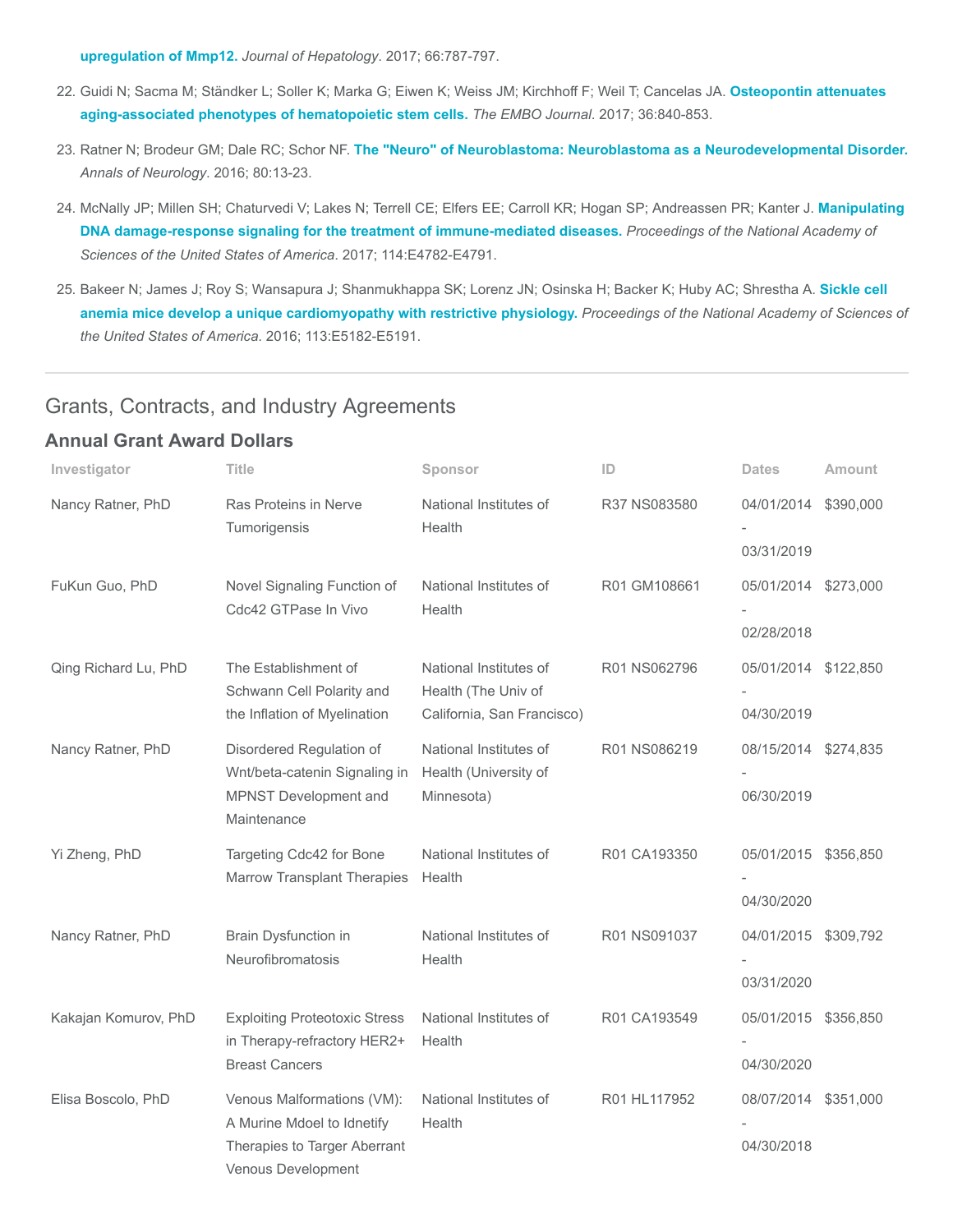**upregulation of Mmp12.** *Journal of Hepatology*. 2017; 66:787-797.

22. Guidi N; Sacma M; Ständker L; Soller K; Marka G; Eiwen K; Weiss JM; Kirchhoff F; Weil T; Cancelas JA. **Osteopontin attenuates aging-associated phenotypes of hematopoietic stem cells.** *The EMBO Journal*. 2017; 36:840-853.

23. Ratner N; Brodeur GM; Dale RC; Schor NF. **The "Neuro" of Neuroblastoma: Neuroblastoma as a Neurodevelopmental Disorder.** *Annals of Neurology*. 2016; 80:13-23.

24. McNally JP; Millen SH; Chaturvedi V; Lakes N; Terrell CE; Elfers EE; Carroll KR; Hogan SP; Andreassen PR; Kanter J. **Manipulating DNA damage-response signaling for the treatment of immune-mediated diseases.** *Proceedings of the National Academy of Sciences of the United States of America*. 2017; 114:E4782-E4791.

25. Bakeer N; James J; Roy S; Wansapura J; Shanmukhappa SK; Lorenz JN; Osinska H; Backer K; Huby AC; Shrestha A. **Sickle cell anemia mice develop a unique cardiomyopathy with restrictive physiology.** *Proceedings of the National Academy of Sciences of the United States of America*. 2016; 113:E5182-E5191.

## Grants, Contracts, and Industry Agreements

### Annual Grant Award Dollars

| Investigator | Title | Sponsor | ID | Dates | Amount |
|---|---|---|---|---|---|
| Nancy Ratner, PhD | Ras Proteins in Nerve Tumorigensis | National Institutes of Health | R37 NS083580 | 04/01/2014 - 03/31/2019 | $390,000 |
| FuKun Guo, PhD | Novel Signaling Function of Cdc42 GTPase In Vivo | National Institutes of Health | R01 GM108661 | 05/01/2014 - 02/28/2018 | $273,000 |
| Qing Richard Lu, PhD | The Establishment of Schwann Cell Polarity and the Inflation of Myelination | National Institutes of Health (The Univ of California, San Francisco) | R01 NS062796 | 05/01/2014 - 04/30/2019 | $122,850 |
| Nancy Ratner, PhD | Disordered Regulation of Wnt/beta-catenin Signaling in MPNST Development and Maintenance | National Institutes of Health (University of Minnesota) | R01 NS086219 | 08/15/2014 - 06/30/2019 | $274,835 |
| Yi Zheng, PhD | Targeting Cdc42 for Bone Marrow Transplant Therapies | National Institutes of Health | R01 CA193350 | 05/01/2015 - 04/30/2020 | $356,850 |
| Nancy Ratner, PhD | Brain Dysfunction in Neurofibromatosis | National Institutes of Health | R01 NS091037 | 04/01/2015 - 03/31/2020 | $309,792 |
| Kakajan Komurov, PhD | Exploiting Proteotoxic Stress in Therapy-refractory HER2+ Breast Cancers | National Institutes of Health | R01 CA193549 | 05/01/2015 - 04/30/2020 | $356,850 |
| Elisa Boscolo, PhD | Venous Malformations (VM): A Murine Mdoel to Idnetify Therapies to Targer Aberrant Venous Development | National Institutes of Health | R01 HL117952 | 08/07/2014 - 04/30/2018 | $351,000 |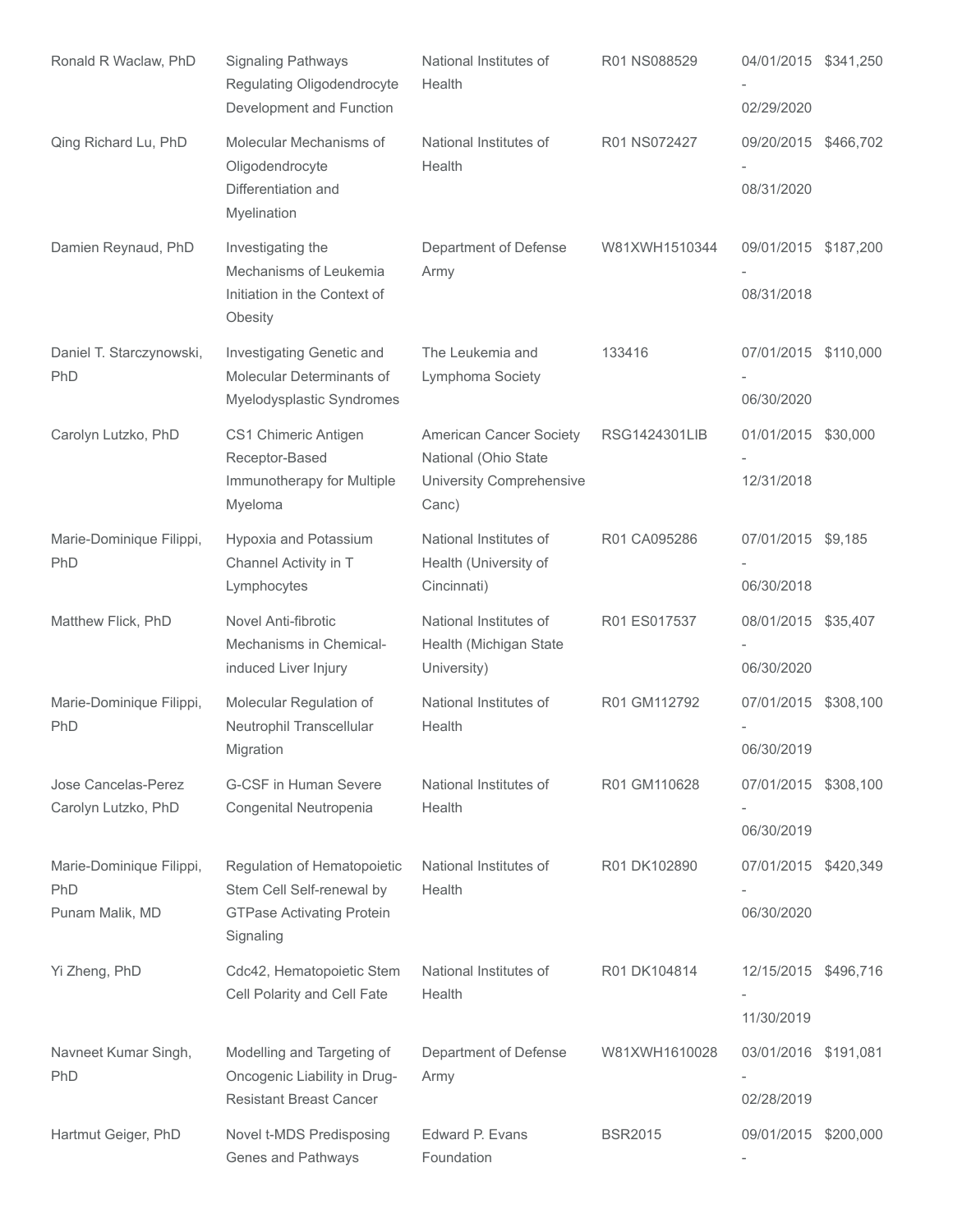| | | | | | |
|---|---|---|---|---|---|
| Ronald R Waclaw, PhD | Signaling Pathways Regulating Oligodendrocyte Development and Function | National Institutes of Health | R01 NS088529 | 04/01/2015 - 02/29/2020 | $341,250 |
| Qing Richard Lu, PhD | Molecular Mechanisms of Oligodendrocyte Differentiation and Myelination | National Institutes of Health | R01 NS072427 | 09/20/2015 - 08/31/2020 | $466,702 |
| Damien Reynaud, PhD | Investigating the Mechanisms of Leukemia Initiation in the Context of Obesity | Department of Defense Army | W81XWH1510344 | 09/01/2015 - 08/31/2018 | $187,200 |
| Daniel T. Starczynowski, PhD | Investigating Genetic and Molecular Determinants of Myelodysplastic Syndromes | The Leukemia and Lymphoma Society | 133416 | 07/01/2015 - 06/30/2020 | $110,000 |
| Carolyn Lutzko, PhD | CS1 Chimeric Antigen Receptor-Based Immunotherapy for Multiple Myeloma | American Cancer Society National (Ohio State University Comprehensive Canc) | RSG1424301LIB | 01/01/2015 - 12/31/2018 | $30,000 |
| Marie-Dominique Filippi, PhD | Hypoxia and Potassium Channel Activity in T Lymphocytes | National Institutes of Health (University of Cincinnati) | R01 CA095286 | 07/01/2015 - 06/30/2018 | $9,185 |
| Matthew Flick, PhD | Novel Anti-fibrotic Mechanisms in Chemical-induced Liver Injury | National Institutes of Health (Michigan State University) | R01 ES017537 | 08/01/2015 - 06/30/2020 | $35,407 |
| Marie-Dominique Filippi, PhD | Molecular Regulation of Neutrophil Transcellular Migration | National Institutes of Health | R01 GM112792 | 07/01/2015 - 06/30/2019 | $308,100 |
| Jose Cancelas-Perez<br>Carolyn Lutzko, PhD | G-CSF in Human Severe Congenital Neutropenia | National Institutes of Health | R01 GM110628 | 07/01/2015 - 06/30/2019 | $308,100 |
| Marie-Dominique Filippi, PhD<br>Punam Malik, MD | Regulation of Hematopoietic Stem Cell Self-renewal by GTPase Activating Protein Signaling | National Institutes of Health | R01 DK102890 | 07/01/2015 - 06/30/2020 | $420,349 |
| Yi Zheng, PhD | Cdc42, Hematopoietic Stem Cell Polarity and Cell Fate | National Institutes of Health | R01 DK104814 | 12/15/2015 - 11/30/2019 | $496,716 |
| Navneet Kumar Singh, PhD | Modelling and Targeting of Oncogenic Liability in Drug-Resistant Breast Cancer | Department of Defense Army | W81XWH1610028 | 03/01/2016 - 02/28/2019 | $191,081 |
| Hartmut Geiger, PhD | Novel t-MDS Predisposing Genes and Pathways | Edward P. Evans Foundation | BSR2015 | 09/01/2015 - | $200,000 |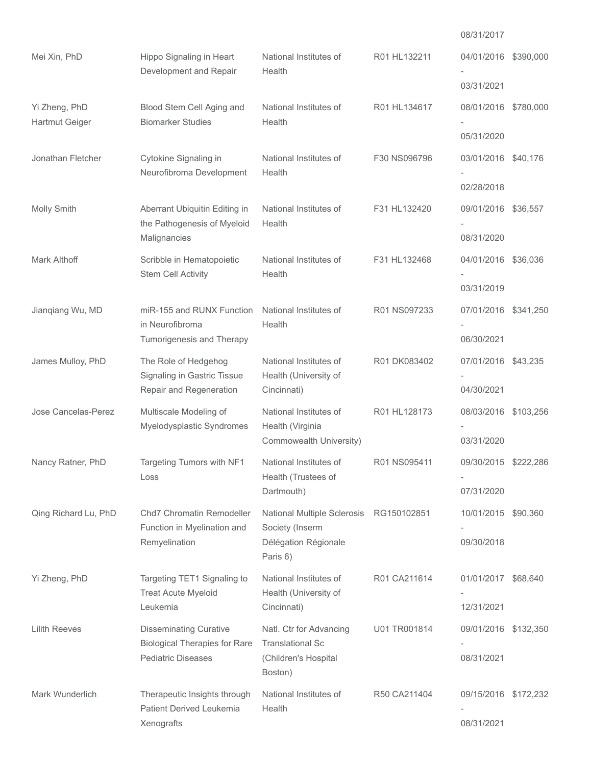| | | | | 08/31/2017 | |
|---|---|---|---|---|---|
| Mei Xin, PhD | Hippo Signaling in Heart Development and Repair | National Institutes of Health | R01 HL132211 | 04/01/2016 - 03/31/2021 | $390,000 |
| Yi Zheng, PhD Hartmut Geiger | Blood Stem Cell Aging and Biomarker Studies | National Institutes of Health | R01 HL134617 | 08/01/2016 - 05/31/2020 | $780,000 |
| Jonathan Fletcher | Cytokine Signaling in Neurofibroma Development | National Institutes of Health | F30 NS096796 | 03/01/2016 - 02/28/2018 | $40,176 |
| Molly Smith | Aberrant Ubiquitin Editing in the Pathogenesis of Myeloid Malignancies | National Institutes of Health | F31 HL132420 | 09/01/2016 - 08/31/2020 | $36,557 |
| Mark Althoff | Scribble in Hematopoietic Stem Cell Activity | National Institutes of Health | F31 HL132468 | 04/01/2016 - 03/31/2019 | $36,036 |
| Jianqiang Wu, MD | miR-155 and RUNX Function in Neurofibroma Tumorigenesis and Therapy | National Institutes of Health | R01 NS097233 | 07/01/2016 - 06/30/2021 | $341,250 |
| James Mulloy, PhD | The Role of Hedgehog Signaling in Gastric Tissue Repair and Regeneration | National Institutes of Health (University of Cincinnati) | R01 DK083402 | 07/01/2016 - 04/30/2021 | $43,235 |
| Jose Cancelas-Perez | Multiscale Modeling of Myelodysplastic Syndromes | National Institutes of Health (Virginia Commowealth University) | R01 HL128173 | 08/03/2016 - 03/31/2020 | $103,256 |
| Nancy Ratner, PhD | Targeting Tumors with NF1 Loss | National Institutes of Health (Trustees of Dartmouth) | R01 NS095411 | 09/30/2015 - 07/31/2020 | $222,286 |
| Qing Richard Lu, PhD | Chd7 Chromatin Remodeller Function in Myelination and Remyelination | National Multiple Sclerosis Society (Inserm Délégation Régionale Paris 6) | RG150102851 | 10/01/2015 - 09/30/2018 | $90,360 |
| Yi Zheng, PhD | Targeting TET1 Signaling to Treat Acute Myeloid Leukemia | National Institutes of Health (University of Cincinnati) | R01 CA211614 | 01/01/2017 - 12/31/2021 | $68,640 |
| Lilith Reeves | Disseminating Curative Biological Therapies for Rare Pediatric Diseases | Natl. Ctr for Advancing Translational Sc (Children's Hospital Boston) | U01 TR001814 | 09/01/2016 - 08/31/2021 | $132,350 |
| Mark Wunderlich | Therapeutic Insights through Patient Derived Leukemia Xenografts | National Institutes of Health | R50 CA211404 | 09/15/2016 - 08/31/2021 | $172,232 |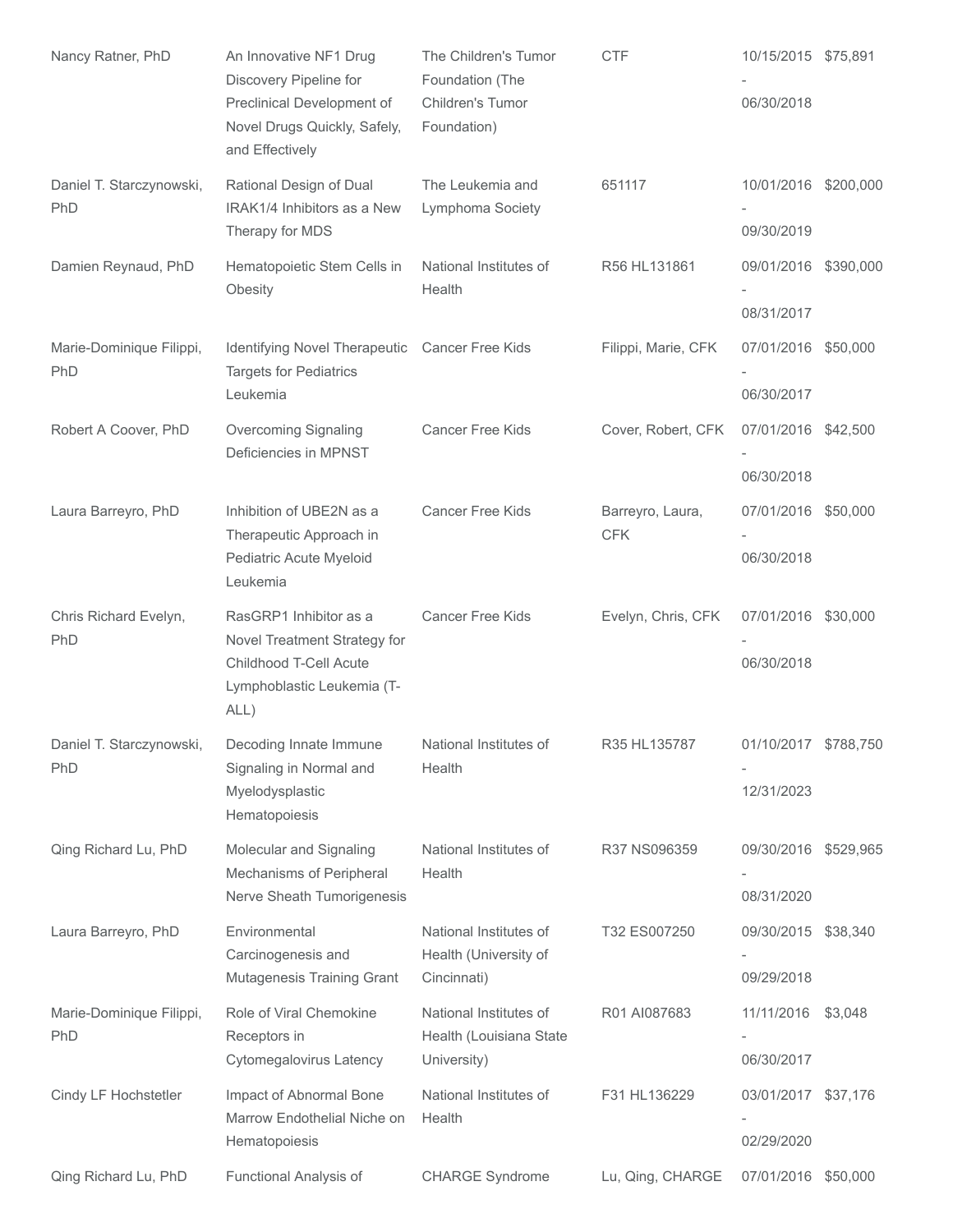| | | | | | |
|---|---|---|---|---|---|
| Nancy Ratner, PhD | An Innovative NF1 Drug Discovery Pipeline for Preclinical Development of Novel Drugs Quickly, Safely, and Effectively | The Children's Tumor Foundation (The Children's Tumor Foundation) | CTF | 10/15/2015 - 06/30/2018 | $75,891 |
| Daniel T. Starczynowski, PhD | Rational Design of Dual IRAK1/4 Inhibitors as a New Therapy for MDS | The Leukemia and Lymphoma Society | 651117 | 10/01/2016 - 09/30/2019 | $200,000 |
| Damien Reynaud, PhD | Hematopoietic Stem Cells in Obesity | National Institutes of Health | R56 HL131861 | 09/01/2016 - 08/31/2017 | $390,000 |
| Marie-Dominique Filippi, PhD | Identifying Novel Therapeutic Targets for Pediatrics Leukemia | Cancer Free Kids | Filippi, Marie, CFK | 07/01/2016 - 06/30/2017 | $50,000 |
| Robert A Coover, PhD | Overcoming Signaling Deficiencies in MPNST | Cancer Free Kids | Cover, Robert, CFK | 07/01/2016 - 06/30/2018 | $42,500 |
| Laura Barreyro, PhD | Inhibition of UBE2N as a Therapeutic Approach in Pediatric Acute Myeloid Leukemia | Cancer Free Kids | Barreyro, Laura, CFK | 07/01/2016 - 06/30/2018 | $50,000 |
| Chris Richard Evelyn, PhD | RasGRP1 Inhibitor as a Novel Treatment Strategy for Childhood T-Cell Acute Lymphoblastic Leukemia (T-ALL) | Cancer Free Kids | Evelyn, Chris, CFK | 07/01/2016 - 06/30/2018 | $30,000 |
| Daniel T. Starczynowski, PhD | Decoding Innate Immune Signaling in Normal and Myelodysplastic Hematopoiesis | National Institutes of Health | R35 HL135787 | 01/10/2017 - 12/31/2023 | $788,750 |
| Qing Richard Lu, PhD | Molecular and Signaling Mechanisms of Peripheral Nerve Sheath Tumorigenesis | National Institutes of Health | R37 NS096359 | 09/30/2016 - 08/31/2020 | $529,965 |
| Laura Barreyro, PhD | Environmental Carcinogenesis and Mutagenesis Training Grant | National Institutes of Health (University of Cincinnati) | T32 ES007250 | 09/30/2015 - 09/29/2018 | $38,340 |
| Marie-Dominique Filippi, PhD | Role of Viral Chemokine Receptors in Cytomegalovirus Latency | National Institutes of Health (Louisiana State University) | R01 AI087683 | 11/11/2016 - 06/30/2017 | $3,048 |
| Cindy LF Hochstetler | Impact of Abnormal Bone Marrow Endothelial Niche on Hematopoiesis | National Institutes of Health | F31 HL136229 | 03/01/2017 - 02/29/2020 | $37,176 |
| Qing Richard Lu, PhD | Functional Analysis of | CHARGE Syndrome | Lu, Qing, CHARGE | 07/01/2016 | $50,000 |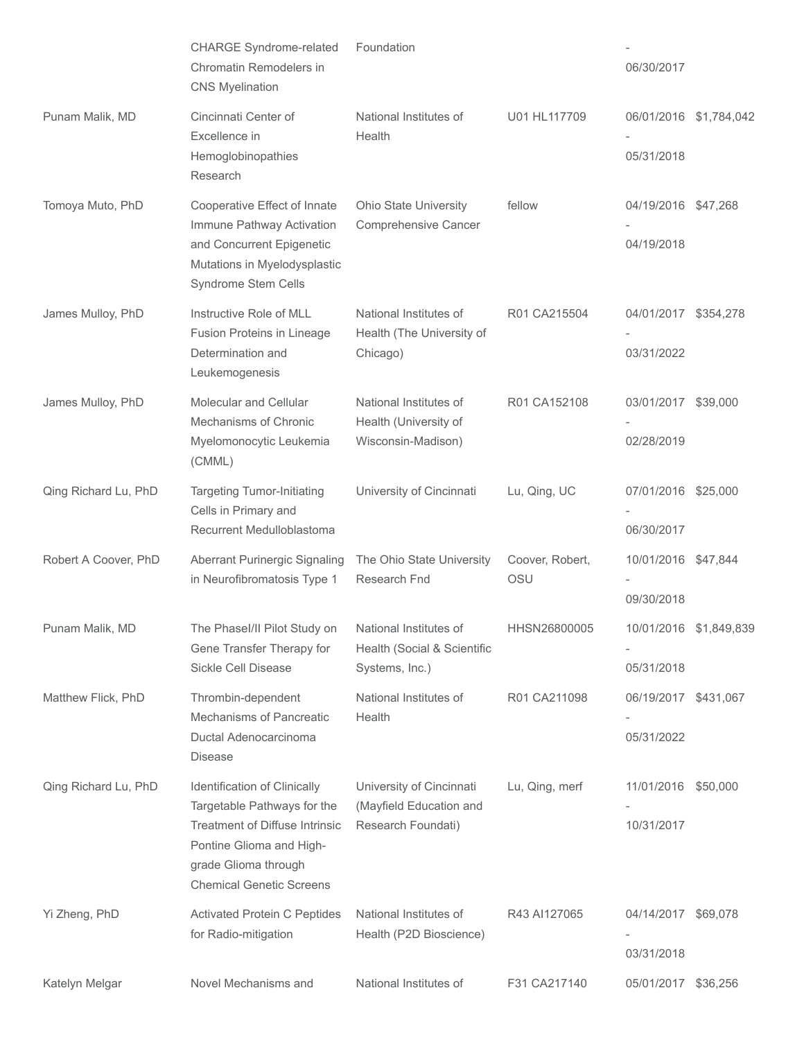| | | | | | |
|---|---|---|---|---|---|
| | CHARGE Syndrome-related Chromatin Remodelers in CNS Myelination | Foundation | | - 06/30/2017 | |
| Punam Malik, MD | Cincinnati Center of Excellence in Hemoglobinopathies Research | National Institutes of Health | U01 HL117709 | 06/01/2016 - 05/31/2018 | $1,784,042 |
| Tomoya Muto, PhD | Cooperative Effect of Innate Immune Pathway Activation and Concurrent Epigenetic Mutations in Myelodysplastic Syndrome Stem Cells | Ohio State University Comprehensive Cancer | fellow | 04/19/2016 - 04/19/2018 | $47,268 |
| James Mulloy, PhD | Instructive Role of MLL Fusion Proteins in Lineage Determination and Leukemogenesis | National Institutes of Health (The University of Chicago) | R01 CA215504 | 04/01/2017 - 03/31/2022 | $354,278 |
| James Mulloy, PhD | Molecular and Cellular Mechanisms of Chronic Myelomonocytic Leukemia (CMML) | National Institutes of Health (University of Wisconsin-Madison) | R01 CA152108 | 03/01/2017 - 02/28/2019 | $39,000 |
| Qing Richard Lu, PhD | Targeting Tumor-Initiating Cells in Primary and Recurrent Medulloblastoma | University of Cincinnati | Lu, Qing, UC | 07/01/2016 - 06/30/2017 | $25,000 |
| Robert A Coover, PhD | Aberrant Purinergic Signaling in Neurofibromatosis Type 1 | The Ohio State University Research Fnd | Coover, Robert, OSU | 10/01/2016 - 09/30/2018 | $47,844 |
| Punam Malik, MD | The PhaseI/II Pilot Study on Gene Transfer Therapy for Sickle Cell Disease | National Institutes of Health (Social & Scientific Systems, Inc.) | HHSN26800005 | 10/01/2016 - 05/31/2018 | $1,849,839 |
| Matthew Flick, PhD | Thrombin-dependent Mechanisms of Pancreatic Ductal Adenocarcinoma Disease | National Institutes of Health | R01 CA211098 | 06/19/2017 - 05/31/2022 | $431,067 |
| Qing Richard Lu, PhD | Identification of Clinically Targetable Pathways for the Treatment of Diffuse Intrinsic Pontine Glioma and High-grade Glioma through Chemical Genetic Screens | University of Cincinnati (Mayfield Education and Research Foundati) | Lu, Qing, merf | 11/01/2016 - 10/31/2017 | $50,000 |
| Yi Zheng, PhD | Activated Protein C Peptides for Radio-mitigation | National Institutes of Health (P2D Bioscience) | R43 AI127065 | 04/14/2017 - 03/31/2018 | $69,078 |
| Katelyn Melgar | Novel Mechanisms and | National Institutes of | F31 CA217140 | 05/01/2017 | $36,256 |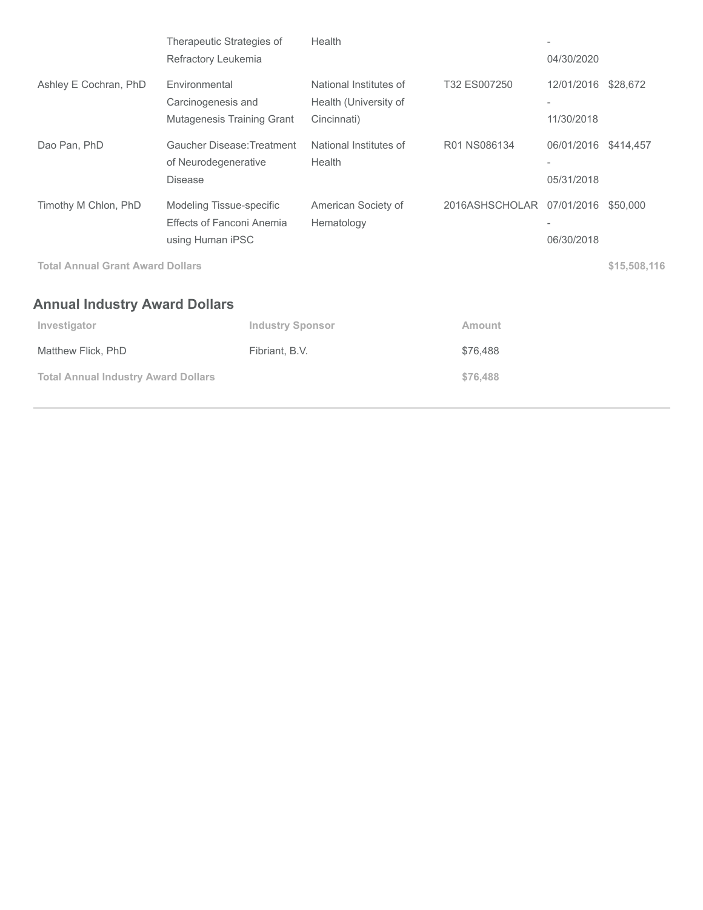| | | | | | |
|---|---|---|---|---|---|
| | Therapeutic Strategies of Refractory Leukemia | Health | | - 04/30/2020 | |
| Ashley E Cochran, PhD | Environmental Carcinogenesis and Mutagenesis Training Grant | National Institutes of Health (University of Cincinnati) | T32 ES007250 | 12/01/2016 - 11/30/2018 | $28,672 |
| Dao Pan, PhD | Gaucher Disease:Treatment of Neurodegenerative Disease | National Institutes of Health | R01 NS086134 | 06/01/2016 - 05/31/2018 | $414,457 |
| Timothy M Chlon, PhD | Modeling Tissue-specific Effects of Fanconi Anemia using Human iPSC | American Society of Hematology | 2016ASHSCHOLAR | 07/01/2016 - 06/30/2018 | $50,000 |
| **Total Annual Grant Award Dollars** | | | | | **$15,508,116** |

## Annual Industry Award Dollars

| Investigator | Industry Sponsor | Amount |
|---|---|---|
| Matthew Flick, PhD | Fibriant, B.V. | $76,488 |
| **Total Annual Industry Award Dollars** | | **$76,488** |